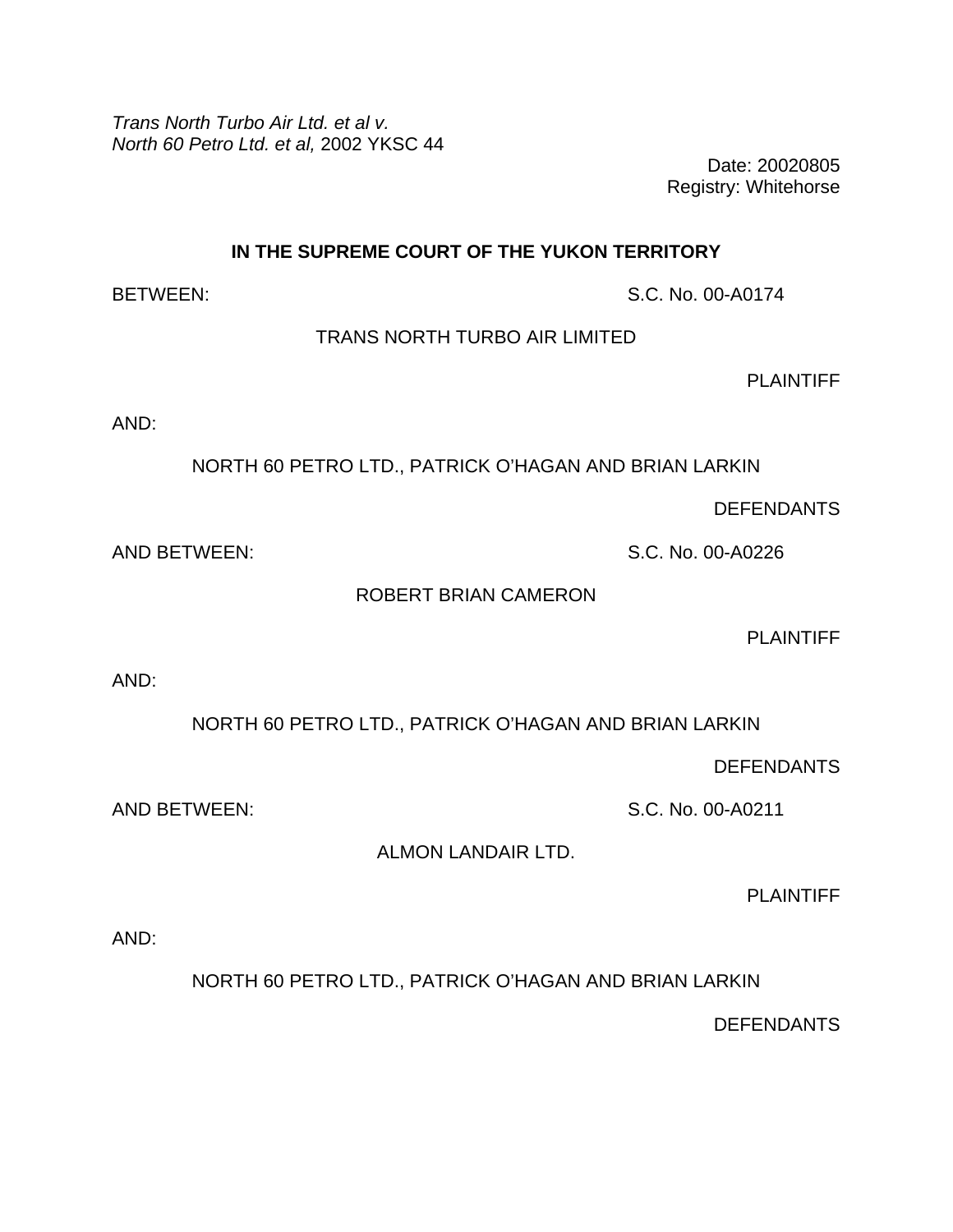*Trans North Turbo Air Ltd. et al v.*
*North 60 Petro Ltd. et al,* 2002 YKSC 44

Date: 20020805
Registry: Whitehorse

**IN THE SUPREME COURT OF THE YUKON TERRITORY**

BETWEEN: S.C. No. 00-A0174

TRANS NORTH TURBO AIR LIMITED

PLAINTIFF

AND:

NORTH 60 PETRO LTD., PATRICK O'HAGAN AND BRIAN LARKIN

DEFENDANTS

AND BETWEEN: S.C. No. 00-A0226

ROBERT BRIAN CAMERON

PLAINTIFF

AND:

NORTH 60 PETRO LTD., PATRICK O'HAGAN AND BRIAN LARKIN

DEFENDANTS

AND BETWEEN: S.C. No. 00-A0211

ALMON LANDAIR LTD.

PLAINTIFF

AND:

NORTH 60 PETRO LTD., PATRICK O'HAGAN AND BRIAN LARKIN

DEFENDANTS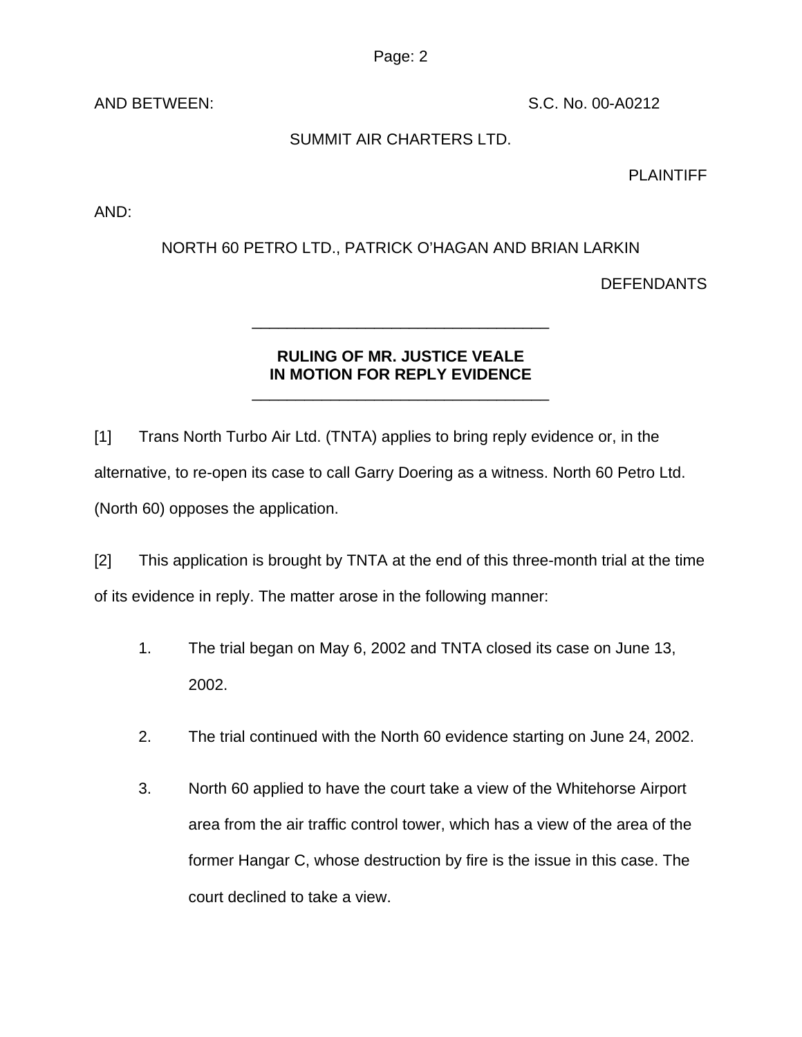AND BETWEEN: S.C. No. 00-A0212

SUMMIT AIR CHARTERS LTD.

PLAINTIFF

AND:

NORTH 60 PETRO LTD., PATRICK O'HAGAN AND BRIAN LARKIN

DEFENDANTS

---

**RULING OF MR. JUSTICE VEALE**
**IN MOTION FOR REPLY EVIDENCE**

---

[1] Trans North Turbo Air Ltd. (TNTA) applies to bring reply evidence or, in the alternative, to re-open its case to call Garry Doering as a witness. North 60 Petro Ltd. (North 60) opposes the application.

[2] This application is brought by TNTA at the end of this three-month trial at the time of its evidence in reply. The matter arose in the following manner:

1. The trial began on May 6, 2002 and TNTA closed its case on June 13, 2002.

2. The trial continued with the North 60 evidence starting on June 24, 2002.

3. North 60 applied to have the court take a view of the Whitehorse Airport area from the air traffic control tower, which has a view of the area of the former Hangar C, whose destruction by fire is the issue in this case. The court declined to take a view.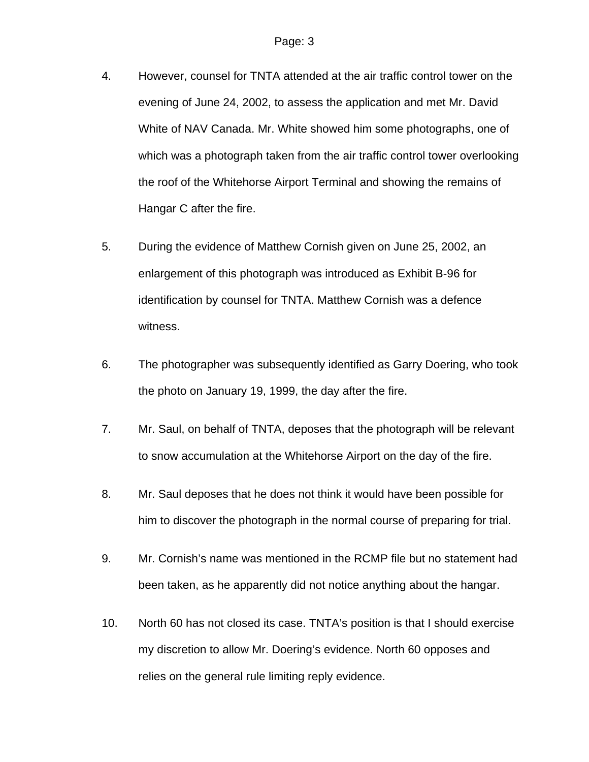4. However, counsel for TNTA attended at the air traffic control tower on the evening of June 24, 2002, to assess the application and met Mr. David White of NAV Canada. Mr. White showed him some photographs, one of which was a photograph taken from the air traffic control tower overlooking the roof of the Whitehorse Airport Terminal and showing the remains of Hangar C after the fire.

5. During the evidence of Matthew Cornish given on June 25, 2002, an enlargement of this photograph was introduced as Exhibit B-96 for identification by counsel for TNTA. Matthew Cornish was a defence witness.

6. The photographer was subsequently identified as Garry Doering, who took the photo on January 19, 1999, the day after the fire.

7. Mr. Saul, on behalf of TNTA, deposes that the photograph will be relevant to snow accumulation at the Whitehorse Airport on the day of the fire.

8. Mr. Saul deposes that he does not think it would have been possible for him to discover the photograph in the normal course of preparing for trial.

9. Mr. Cornish's name was mentioned in the RCMP file but no statement had been taken, as he apparently did not notice anything about the hangar.

10. North 60 has not closed its case. TNTA's position is that I should exercise my discretion to allow Mr. Doering's evidence. North 60 opposes and relies on the general rule limiting reply evidence.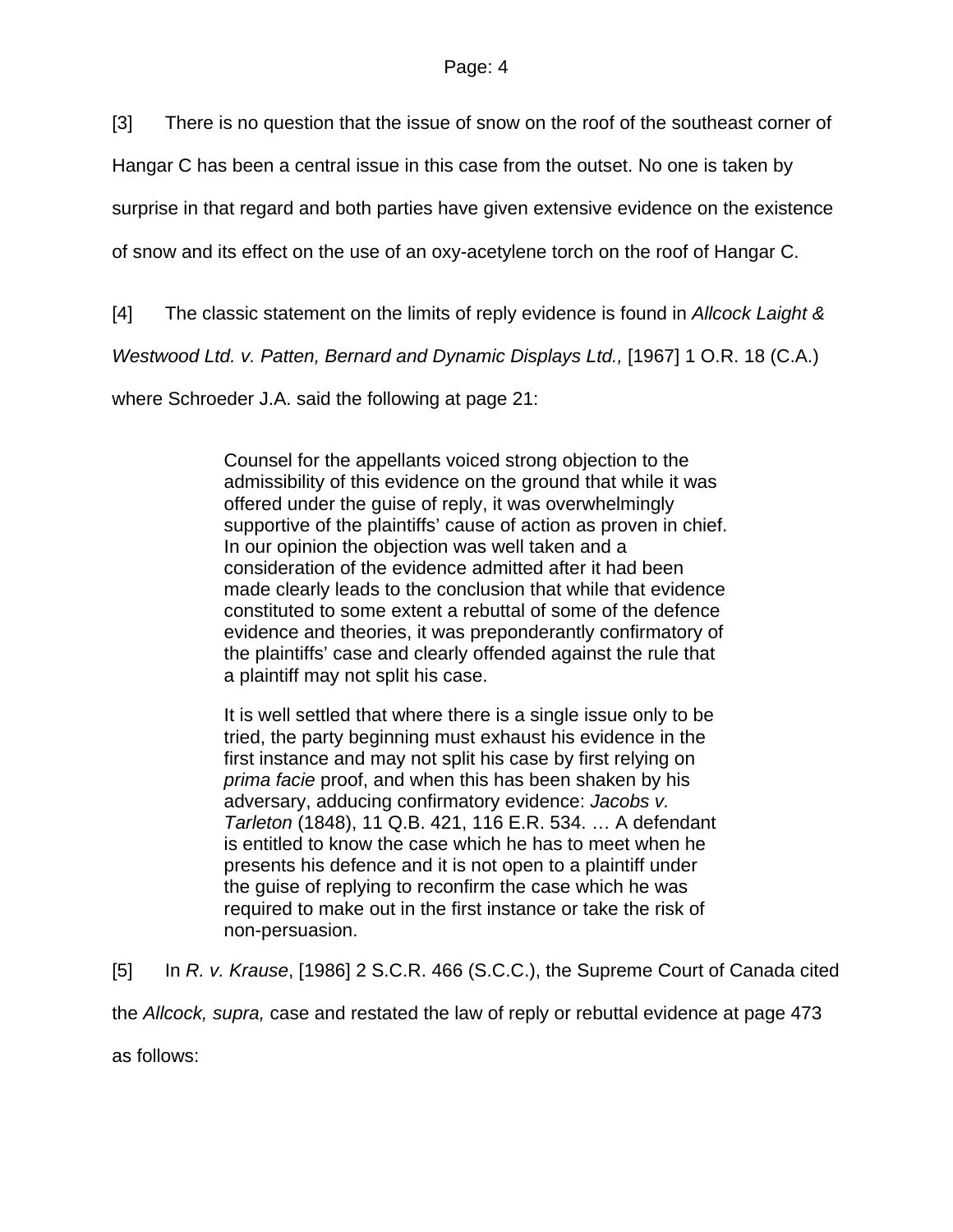[3] There is no question that the issue of snow on the roof of the southeast corner of Hangar C has been a central issue in this case from the outset. No one is taken by surprise in that regard and both parties have given extensive evidence on the existence of snow and its effect on the use of an oxy-acetylene torch on the roof of Hangar C.

[4] The classic statement on the limits of reply evidence is found in *Allcock Laight & Westwood Ltd. v. Patten, Bernard and Dynamic Displays Ltd.,* [1967] 1 O.R. 18 (C.A.) where Schroeder J.A. said the following at page 21:

> Counsel for the appellants voiced strong objection to the admissibility of this evidence on the ground that while it was offered under the guise of reply, it was overwhelmingly supportive of the plaintiffs' cause of action as proven in chief. In our opinion the objection was well taken and a consideration of the evidence admitted after it had been made clearly leads to the conclusion that while that evidence constituted to some extent a rebuttal of some of the defence evidence and theories, it was preponderantly confirmatory of the plaintiffs' case and clearly offended against the rule that a plaintiff may not split his case.
>
> It is well settled that where there is a single issue only to be tried, the party beginning must exhaust his evidence in the first instance and may not split his case by first relying on *prima facie* proof, and when this has been shaken by his adversary, adducing confirmatory evidence: *Jacobs v. Tarleton* (1848), 11 Q.B. 421, 116 E.R. 534. … A defendant is entitled to know the case which he has to meet when he presents his defence and it is not open to a plaintiff under the guise of replying to reconfirm the case which he was required to make out in the first instance or take the risk of non-persuasion.

[5] In *R. v. Krause*, [1986] 2 S.C.R. 466 (S.C.C.), the Supreme Court of Canada cited the *Allcock, supra,* case and restated the law of reply or rebuttal evidence at page 473 as follows: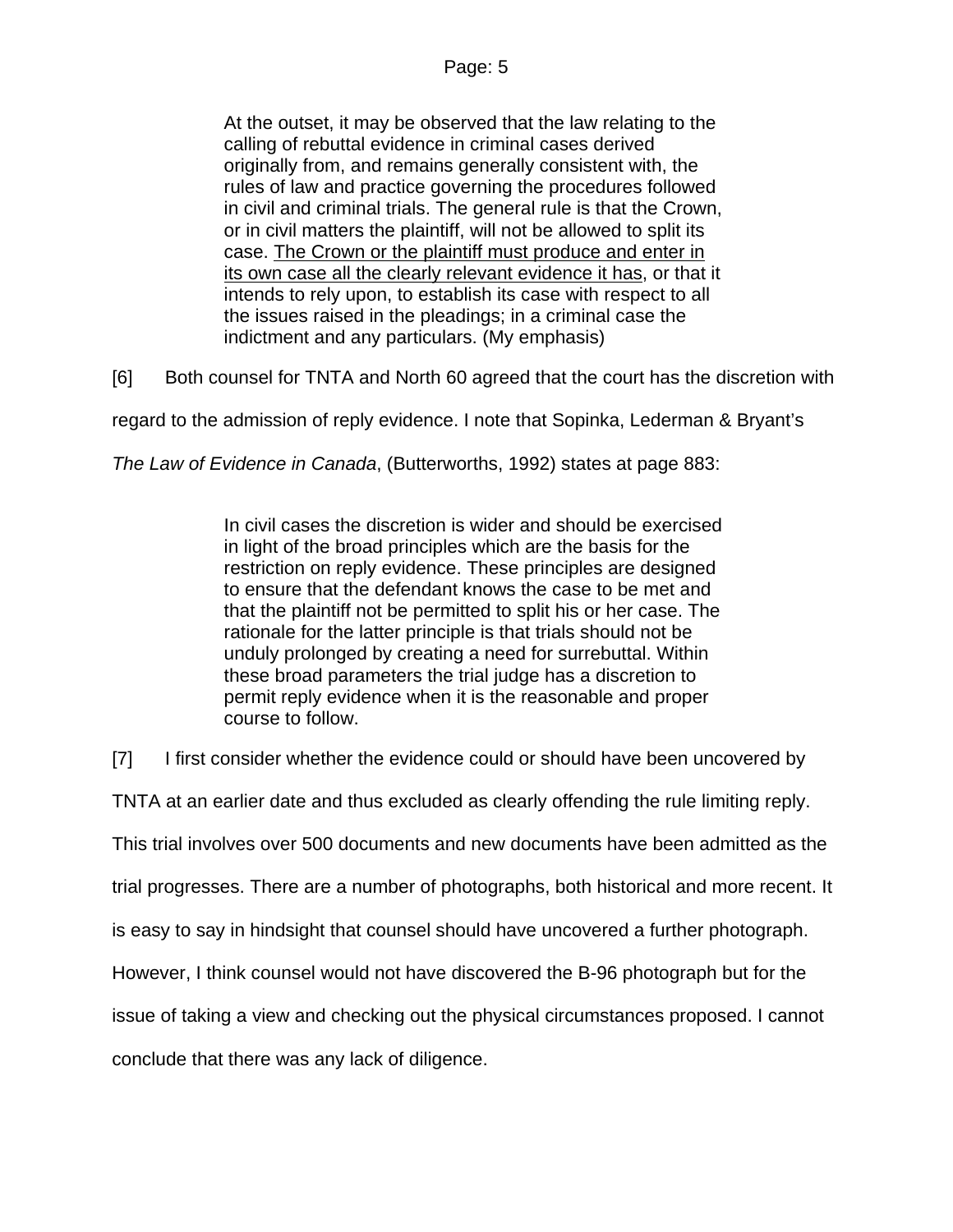> At the outset, it may be observed that the law relating to the calling of rebuttal evidence in criminal cases derived originally from, and remains generally consistent with, the rules of law and practice governing the procedures followed in civil and criminal trials. The general rule is that the Crown, or in civil matters the plaintiff, will not be allowed to split its case. <u>The Crown or the plaintiff must produce and enter in its own case all the clearly relevant evidence it has</u>, or that it intends to rely upon, to establish its case with respect to all the issues raised in the pleadings; in a criminal case the indictment and any particulars. (My emphasis)

[6] Both counsel for TNTA and North 60 agreed that the court has the discretion with regard to the admission of reply evidence. I note that Sopinka, Lederman & Bryant's *The Law of Evidence in Canada*, (Butterworths, 1992) states at page 883:

> In civil cases the discretion is wider and should be exercised in light of the broad principles which are the basis for the restriction on reply evidence. These principles are designed to ensure that the defendant knows the case to be met and that the plaintiff not be permitted to split his or her case. The rationale for the latter principle is that trials should not be unduly prolonged by creating a need for surrebuttal. Within these broad parameters the trial judge has a discretion to permit reply evidence when it is the reasonable and proper course to follow.

[7] I first consider whether the evidence could or should have been uncovered by TNTA at an earlier date and thus excluded as clearly offending the rule limiting reply. This trial involves over 500 documents and new documents have been admitted as the trial progresses. There are a number of photographs, both historical and more recent. It is easy to say in hindsight that counsel should have uncovered a further photograph. However, I think counsel would not have discovered the B-96 photograph but for the issue of taking a view and checking out the physical circumstances proposed. I cannot conclude that there was any lack of diligence.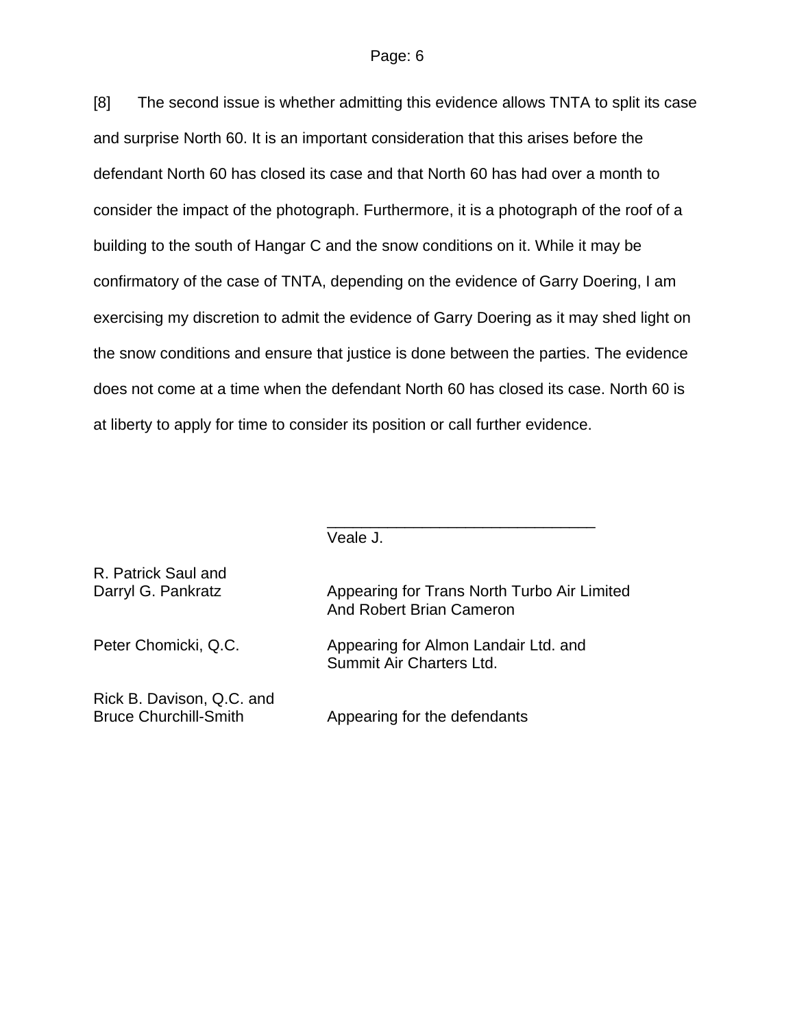[8] The second issue is whether admitting this evidence allows TNTA to split its case and surprise North 60. It is an important consideration that this arises before the defendant North 60 has closed its case and that North 60 has had over a month to consider the impact of the photograph. Furthermore, it is a photograph of the roof of a building to the south of Hangar C and the snow conditions on it. While it may be confirmatory of the case of TNTA, depending on the evidence of Garry Doering, I am exercising my discretion to admit the evidence of Garry Doering as it may shed light on the snow conditions and ensure that justice is done between the parties. The evidence does not come at a time when the defendant North 60 has closed its case. North 60 is at liberty to apply for time to consider its position or call further evidence.

\_\_\_\_\_\_\_\_\_\_\_\_\_\_\_\_\_\_\_\_\_\_\_\_\_\_\_\_\_\_

Veale J.

| | |
|---|---|
| R. Patrick Saul and Darryl G. Pankratz | Appearing for Trans North Turbo Air Limited And Robert Brian Cameron |
| Peter Chomicki, Q.C. | Appearing for Almon Landair Ltd. and Summit Air Charters Ltd. |
| Rick B. Davison, Q.C. and Bruce Churchill-Smith | Appearing for the defendants |